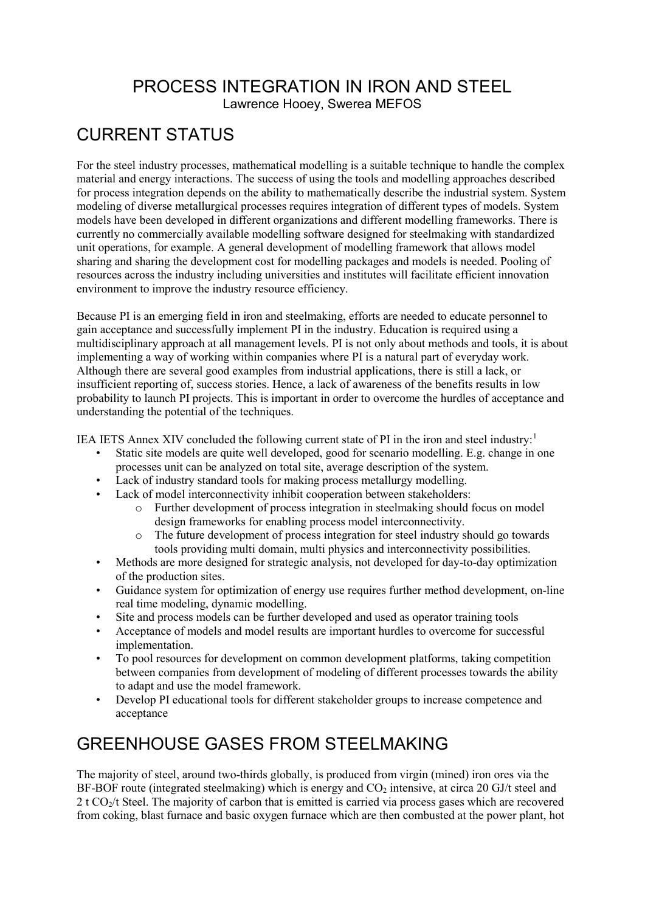# PROCESS INTEGRATION IN IRON AND STEEL

Lawrence Hooey, Swerea MEFOS

## CURRENT STATUS

For the steel industry processes, mathematical modelling is a suitable technique to handle the complex material and energy interactions. The success of using the tools and modelling approaches described for process integration depends on the ability to mathematically describe the industrial system. System modeling of diverse metallurgical processes requires integration of different types of models. System models have been developed in different organizations and different modelling frameworks. There is currently no commercially available modelling software designed for steelmaking with standardized unit operations, for example. A general development of modelling framework that allows model sharing and sharing the development cost for modelling packages and models is needed. Pooling of resources across the industry including universities and institutes will facilitate efficient innovation environment to improve the industry resource efficiency.

Because PI is an emerging field in iron and steelmaking, efforts are needed to educate personnel to gain acceptance and successfully implement PI in the industry. Education is required using a multidisciplinary approach at all management levels. PI is not only about methods and tools, it is about implementing a way of working within companies where PI is a natural part of everyday work. Although there are several good examples from industrial applications, there is still a lack, or insufficient reporting of, success stories. Hence, a lack of awareness of the benefits results in low probability to launch PI projects. This is important in order to overcome the hurdles of acceptance and understanding the potential of the techniques.

IEA IETS Annex XIV concluded the following current state of PI in the iron and steel industry:[1]

- Static site models are quite well developed, good for scenario modelling. E.g. change in one processes unit can be analyzed on total site, average description of the system.
- Lack of industry standard tools for making process metallurgy modelling.
- Lack of model interconnectivity inhibit cooperation between stakeholders:
  - Further development of process integration in steelmaking should focus on model design frameworks for enabling process model interconnectivity.
  - The future development of process integration for steel industry should go towards tools providing multi domain, multi physics and interconnectivity possibilities.
- Methods are more designed for strategic analysis, not developed for day-to-day optimization of the production sites.
- Guidance system for optimization of energy use requires further method development, on-line real time modeling, dynamic modelling.
- Site and process models can be further developed and used as operator training tools
- Acceptance of models and model results are important hurdles to overcome for successful implementation.
- To pool resources for development on common development platforms, taking competition between companies from development of modeling of different processes towards the ability to adapt and use the model framework.
- Develop PI educational tools for different stakeholder groups to increase competence and acceptance

## GREENHOUSE GASES FROM STEELMAKING

The majority of steel, around two-thirds globally, is produced from virgin (mined) iron ores via the BF-BOF route (integrated steelmaking) which is energy and $CO_2$ intensive, at circa 20 GJ/t steel and 2 t $CO_2$/t Steel. The majority of carbon that is emitted is carried via process gases which are recovered from coking, blast furnace and basic oxygen furnace which are then combusted at the power plant, hot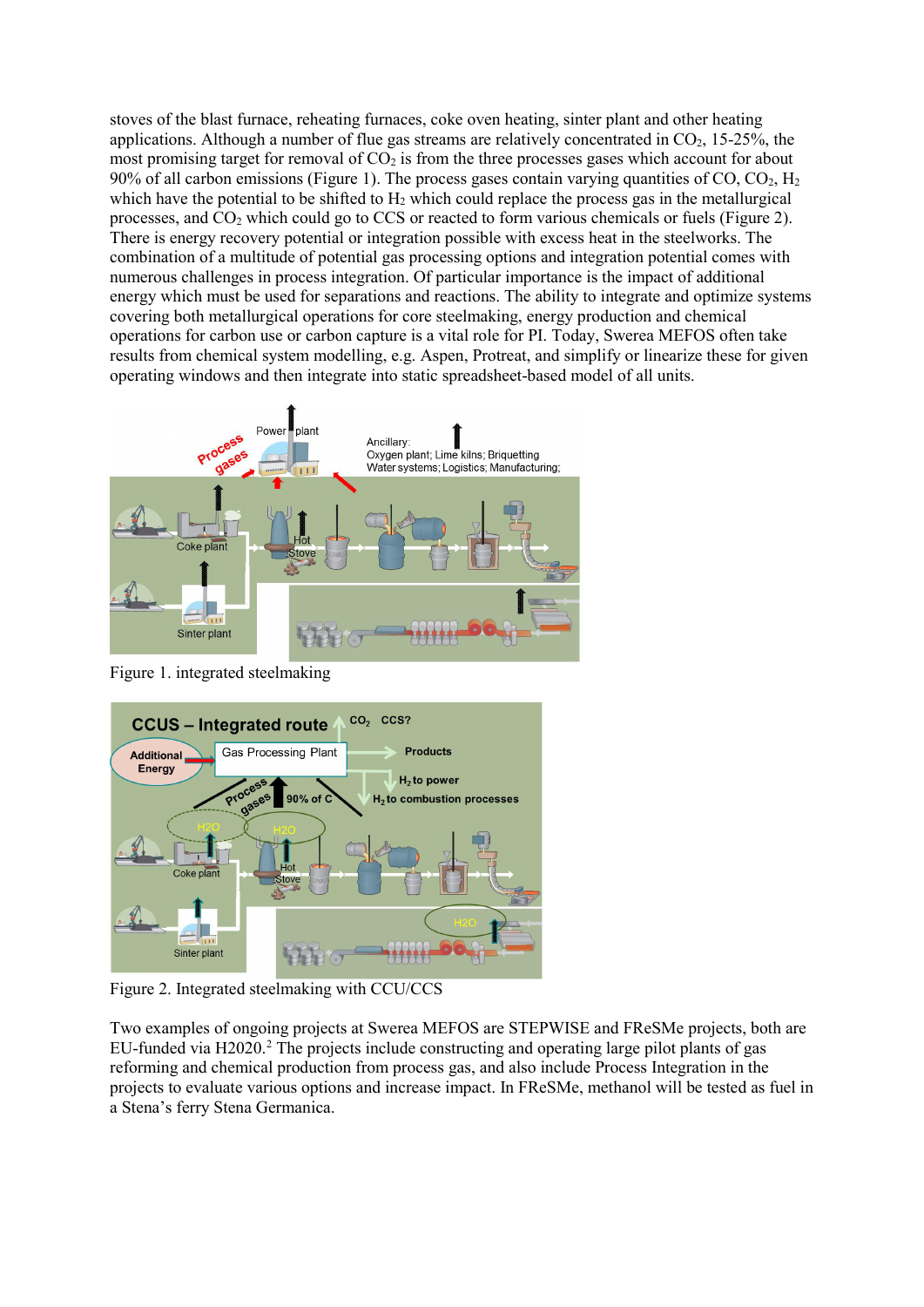stoves of the blast furnace, reheating furnaces, coke oven heating, sinter plant and other heating applications. Although a number of flue gas streams are relatively concentrated in $CO_2$, 15-25%, the most promising target for removal of $CO_2$ is from the three processes gases which account for about 90% of all carbon emissions (Figure 1). The process gases contain varying quantities of CO, $CO_2$, $H_2$ which have the potential to be shifted to $H_2$ which could replace the process gas in the metallurgical processes, and $CO_2$ which could go to CCS or reacted to form various chemicals or fuels (Figure 2). There is energy recovery potential or integration possible with excess heat in the steelworks. The combination of a multitude of potential gas processing options and integration potential comes with numerous challenges in process integration. Of particular importance is the impact of additional energy which must be used for separations and reactions. The ability to integrate and optimize systems covering both metallurgical operations for core steelmaking, energy production and chemical operations for carbon use or carbon capture is a vital role for PI. Today, Swerea MEFOS often take results from chemical system modelling, e.g. Aspen, Protreat, and simplify or linearize these for given operating windows and then integrate into static spreadsheet-based model of all units.

Figure 1. integrated steelmaking

Figure 2. Integrated steelmaking with CCU/CCS

Two examples of ongoing projects at Swerea MEFOS are STEPWISE and FReSMe projects, both are EU-funded via H2020.[2] The projects include constructing and operating large pilot plants of gas reforming and chemical production from process gas, and also include Process Integration in the projects to evaluate various options and increase impact. In FReSMe, methanol will be tested as fuel in a Stena's ferry Stena Germanica.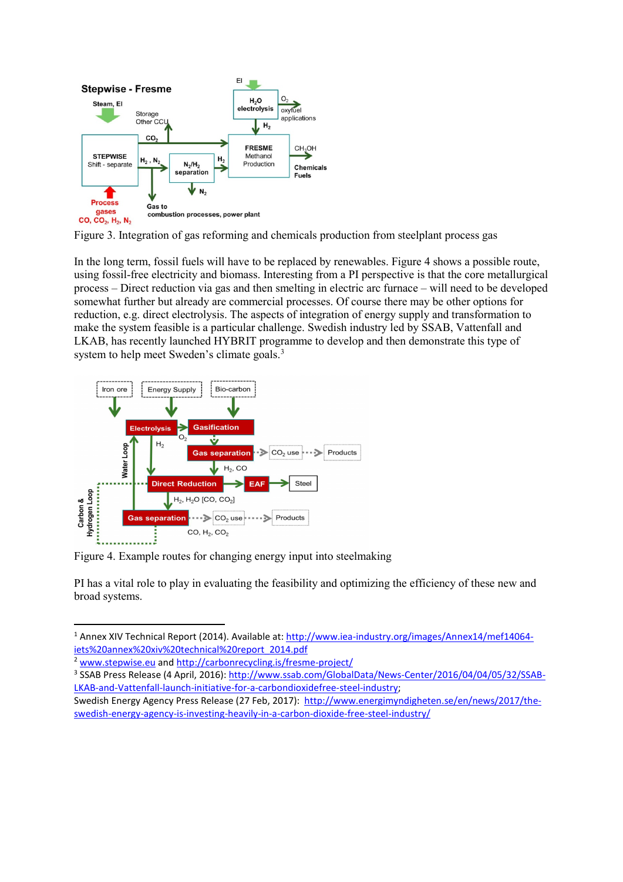Stepwise - Fresme

Steam, El

Storage
Other CCU

$CO_2$

STEPWISE
Shift - separate

$H_2$ , $N_2$

$N_2/H_2$
separation

$H_2$

El

$H_2O$
electrolysis

$O_2$
oxyfuel
applications

$H_2$

FRESME
Methanol
Production

$CH_3OH$

Chemicals
Fuels

$N_2$

Process
gases
$CO$, $CO_2$, $H_2$, $N_2$

Gas to
combustion processes, power plant

Figure 3. Integration of gas reforming and chemicals production from steelplant process gas

In the long term, fossil fuels will have to be replaced by renewables. Figure 4 shows a possible route, using fossil-free electricity and biomass. Interesting from a PI perspective is that the core metallurgical process – Direct reduction via gas and then smelting in electric arc furnace – will need to be developed somewhat further but already are commercial processes. Of course there may be other options for reduction, e.g. direct electrolysis. The aspects of integration of energy supply and transformation to make the system feasible is a particular challenge. Swedish industry led by SSAB, Vattenfall and LKAB, has recently launched HYBRIT programme to develop and then demonstrate this type of system to help meet Sweden's climate goals.[3]

Iron ore

Energy Supply

Bio-carbon

Electrolysis

Gasification

$O_2$

$H_2$

Water Loop

Gas separation

$CO_2$ use

Products

$H_2$, $CO$

Direct Reduction

EAF

Steel

Carbon & Hydrogen Loop

$H_2$, $H_2O$ [$CO$, $CO_2$]

Gas separation

$CO_2$ use

Products

$CO$, $H_2$, $CO_2$

Figure 4. Example routes for changing energy input into steelmaking

PI has a vital role to play in evaluating the feasibility and optimizing the efficiency of these new and broad systems.

---

[1] Annex XIV Technical Report (2014). Available at: http://www.iea-industry.org/images/Annex14/mef14064-iets%20annex%20xiv%20technical%20report_2014.pdf

[2] www.stepwise.eu and http://carbonrecycling.is/fresme-project/

[3] SSAB Press Release (4 April, 2016): http://www.ssab.com/GlobalData/News-Center/2016/04/04/05/32/SSAB-LKAB-and-Vattenfall-launch-initiative-for-a-carbondioxidefree-steel-industry;

Swedish Energy Agency Press Release (27 Feb, 2017): http://www.energimyndigheten.se/en/news/2017/the-swedish-energy-agency-is-investing-heavily-in-a-carbon-dioxide-free-steel-industry/